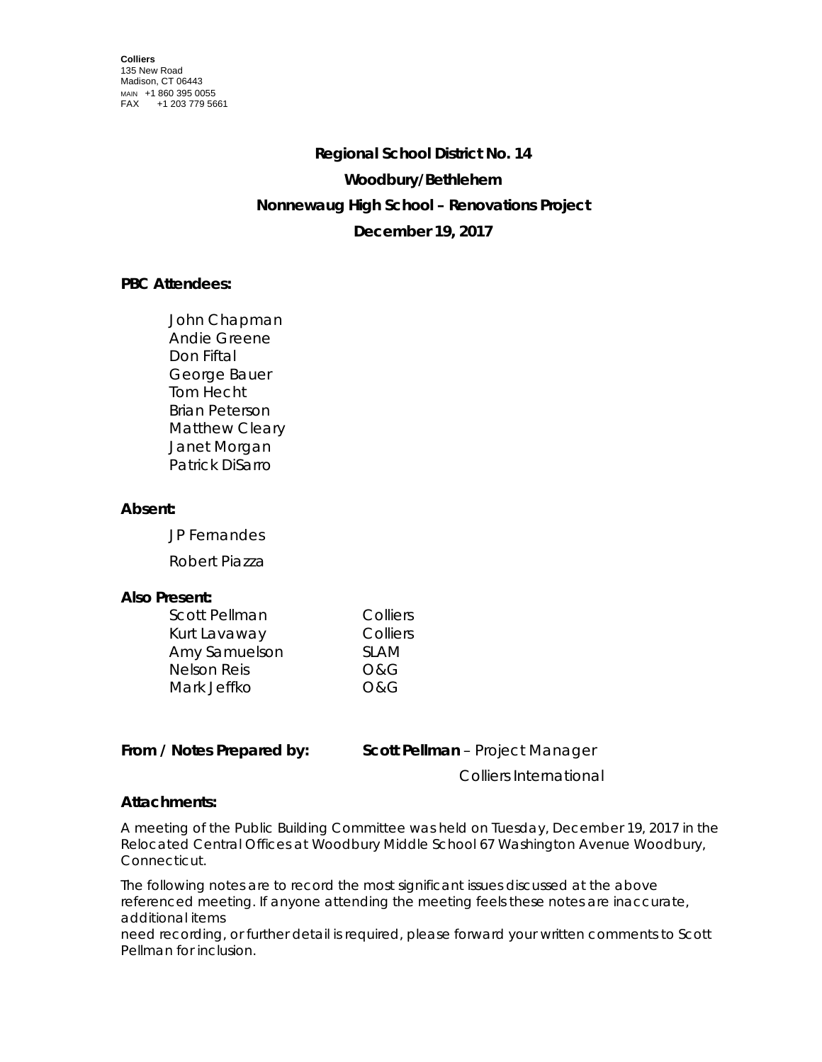**Colliers**
135 New Road
Madison, CT 06443
MAIN +1 860 395 0055
FAX +1 203 779 5661

**Regional School District No. 14**

**Woodbury/Bethlehem**

**Nonnewaug High School – Renovations Project**

**December 19, 2017**

**PBC Attendees:**

John Chapman
Andie Greene
Don Fiftal
George Bauer
Tom Hecht
Brian Peterson
Matthew Cleary
Janet Morgan
Patrick DiSarro

**Absent:**

JP Fernandes

Robert Piazza

**Also Present:**

| | |
|---|---|
| Scott Pellman | Colliers |
| Kurt Lavaway | Colliers |
| Amy Samuelson | SLAM |
| Nelson Reis | O&G |
| Mark Jeffko | O&G |

**From / Notes Prepared by:** **Scott Pellman** – Project Manager
Colliers International

**Attachments:**

A meeting of the Public Building Committee was held on Tuesday, December 19, 2017 in the Relocated Central Offices at Woodbury Middle School 67 Washington Avenue Woodbury, Connecticut.

The following notes are to record the most significant issues discussed at the above referenced meeting. If anyone attending the meeting feels these notes are inaccurate, additional items
need recording, or further detail is required, please forward your written comments to Scott Pellman for inclusion.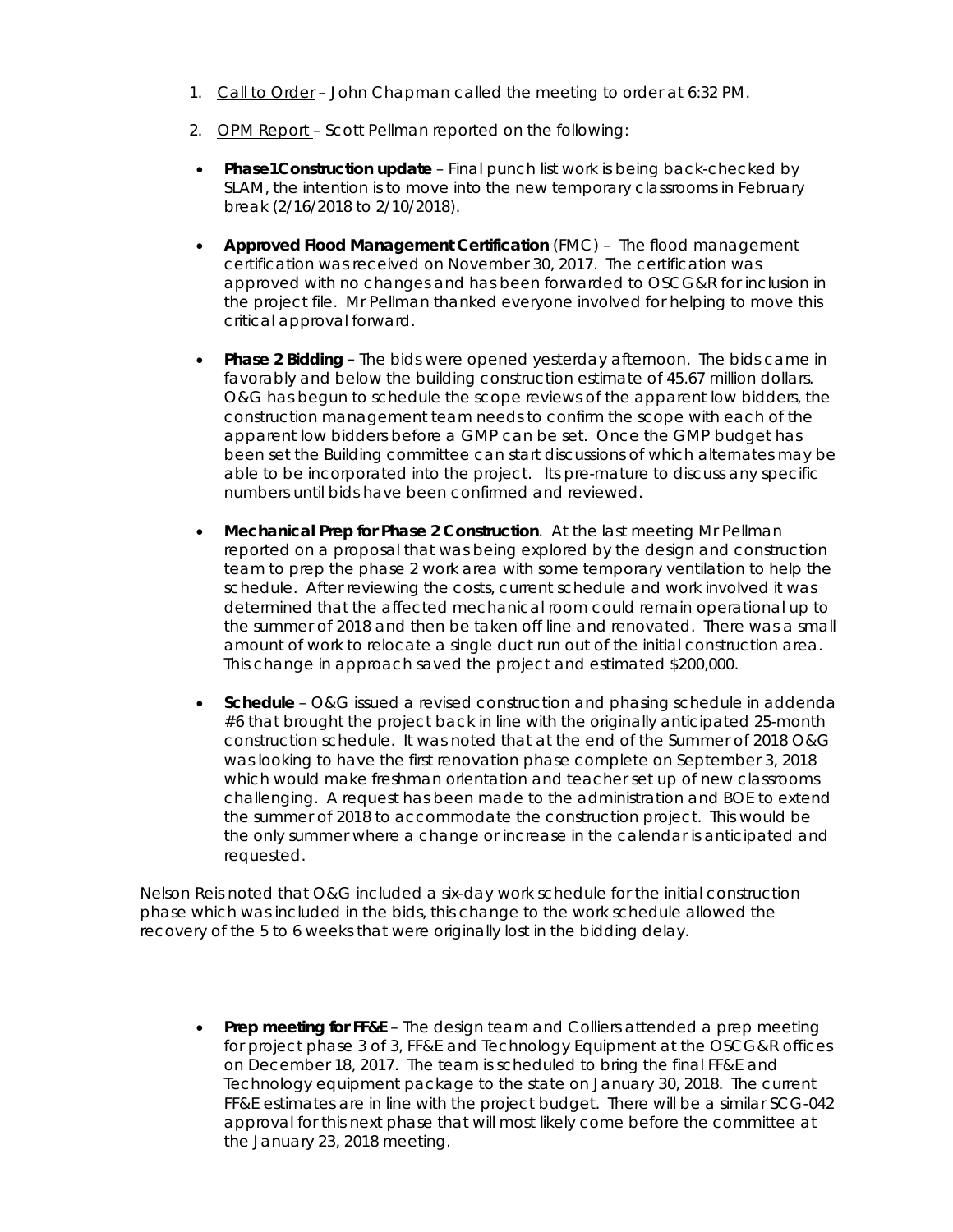1. Call to Order – John Chapman called the meeting to order at 6:32 PM.

2. OPM Report – Scott Pellman reported on the following:

- **Phase1Construction update** – Final punch list work is being back-checked by SLAM, the intention is to move into the new temporary classrooms in February break (2/16/2018 to 2/10/2018).

- **Approved Flood Management Certification** (FMC) – The flood management certification was received on November 30, 2017. The certification was approved with no changes and has been forwarded to OSCG&R for inclusion in the project file. Mr Pellman thanked everyone involved for helping to move this critical approval forward.

- **Phase 2 Bidding –** The bids were opened yesterday afternoon. The bids came in favorably and below the building construction estimate of 45.67 million dollars. O&G has begun to schedule the scope reviews of the apparent low bidders, the construction management team needs to confirm the scope with each of the apparent low bidders before a GMP can be set. Once the GMP budget has been set the Building committee can start discussions of which alternates may be able to be incorporated into the project. Its pre-mature to discuss any specific numbers until bids have been confirmed and reviewed.

- **Mechanical Prep for Phase 2 Construction**. At the last meeting Mr Pellman reported on a proposal that was being explored by the design and construction team to prep the phase 2 work area with some temporary ventilation to help the schedule. After reviewing the costs, current schedule and work involved it was determined that the affected mechanical room could remain operational up to the summer of 2018 and then be taken off line and renovated. There was a small amount of work to relocate a single duct run out of the initial construction area. This change in approach saved the project and estimated $200,000.

- **Schedule** – O&G issued a revised construction and phasing schedule in addenda #6 that brought the project back in line with the originally anticipated 25-month construction schedule. It was noted that at the end of the Summer of 2018 O&G was looking to have the first renovation phase complete on September 3, 2018 which would make freshman orientation and teacher set up of new classrooms challenging. A request has been made to the administration and BOE to extend the summer of 2018 to accommodate the construction project. This would be the only summer where a change or increase in the calendar is anticipated and requested.

Nelson Reis noted that O&G included a six-day work schedule for the initial construction phase which was included in the bids, this change to the work schedule allowed the recovery of the 5 to 6 weeks that were originally lost in the bidding delay.

- **Prep meeting for FF&E** – The design team and Colliers attended a prep meeting for project phase 3 of 3, FF&E and Technology Equipment at the OSCG&R offices on December 18, 2017. The team is scheduled to bring the final FF&E and Technology equipment package to the state on January 30, 2018. The current FF&E estimates are in line with the project budget. There will be a similar SCG-042 approval for this next phase that will most likely come before the committee at the January 23, 2018 meeting.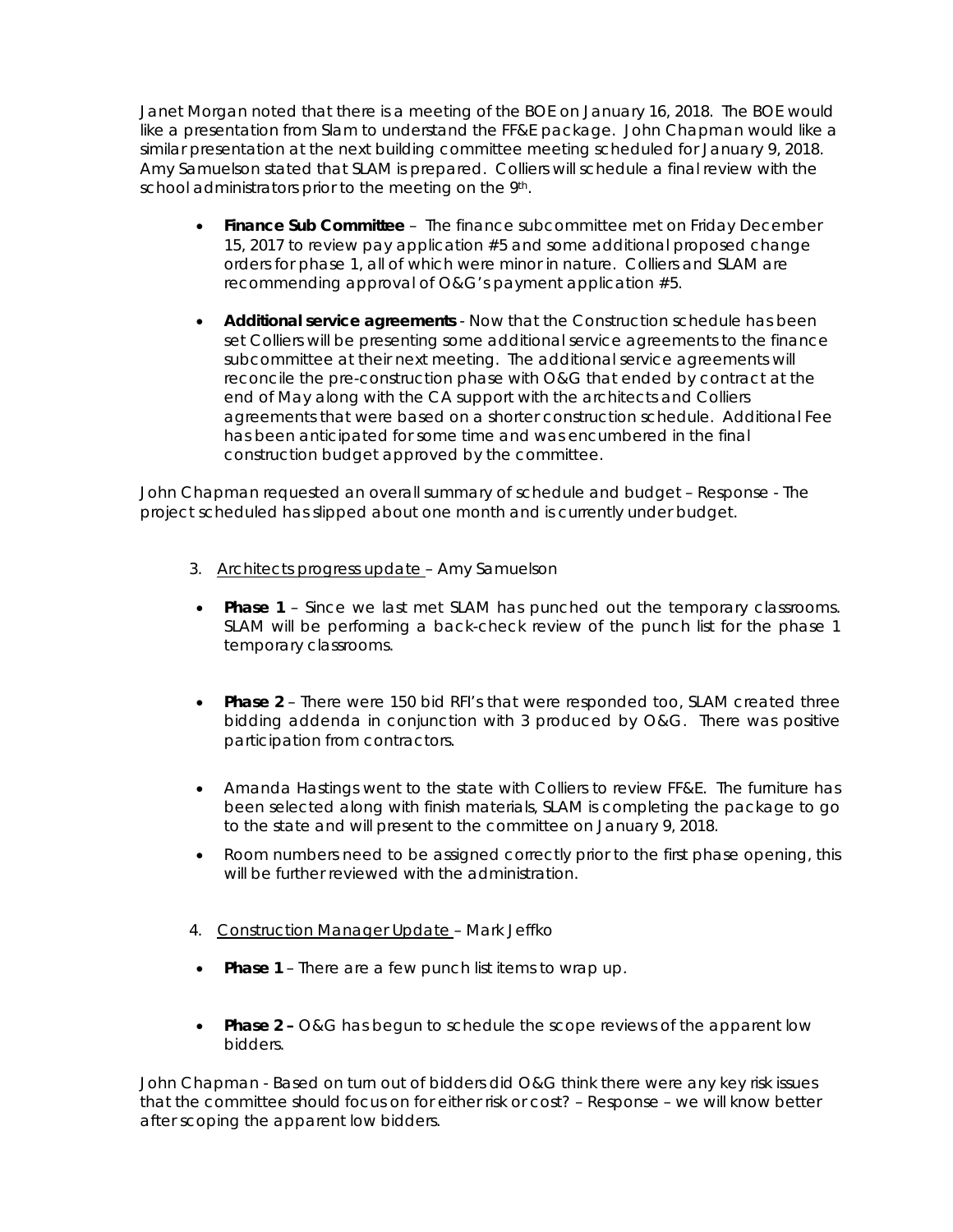Janet Morgan noted that there is a meeting of the BOE on January 16, 2018. The BOE would like a presentation from Slam to understand the FF&E package. John Chapman would like a similar presentation at the next building committee meeting scheduled for January 9, 2018. Amy Samuelson stated that SLAM is prepared. Colliers will schedule a final review with the school administrators prior to the meeting on the 9th.

- **Finance Sub Committee** – The finance subcommittee met on Friday December 15, 2017 to review pay application #5 and some additional proposed change orders for phase 1, all of which were minor in nature. Colliers and SLAM are recommending approval of O&G's payment application #5.

- **Additional service agreements** - Now that the Construction schedule has been set Colliers will be presenting some additional service agreements to the finance subcommittee at their next meeting. The additional service agreements will reconcile the pre-construction phase with O&G that ended by contract at the end of May along with the CA support with the architects and Colliers agreements that were based on a shorter construction schedule. Additional Fee has been anticipated for some time and was encumbered in the final construction budget approved by the committee.

John Chapman requested an overall summary of schedule and budget – Response - The project scheduled has slipped about one month and is currently under budget.

3. Architects progress update – Amy Samuelson

- **Phase 1** – Since we last met SLAM has punched out the temporary classrooms. SLAM will be performing a back-check review of the punch list for the phase 1 temporary classrooms.

- **Phase 2** – There were 150 bid RFI's that were responded too, SLAM created three bidding addenda in conjunction with 3 produced by O&G. There was positive participation from contractors.

- Amanda Hastings went to the state with Colliers to review FF&E. The furniture has been selected along with finish materials, SLAM is completing the package to go to the state and will present to the committee on January 9, 2018.

- Room numbers need to be assigned correctly prior to the first phase opening, this will be further reviewed with the administration.

4. Construction Manager Update – Mark Jeffko

- **Phase 1** – There are a few punch list items to wrap up.

- **Phase 2 –** O&G has begun to schedule the scope reviews of the apparent low bidders.

John Chapman - Based on turn out of bidders did O&G think there were any key risk issues that the committee should focus on for either risk or cost? – Response – we will know better after scoping the apparent low bidders.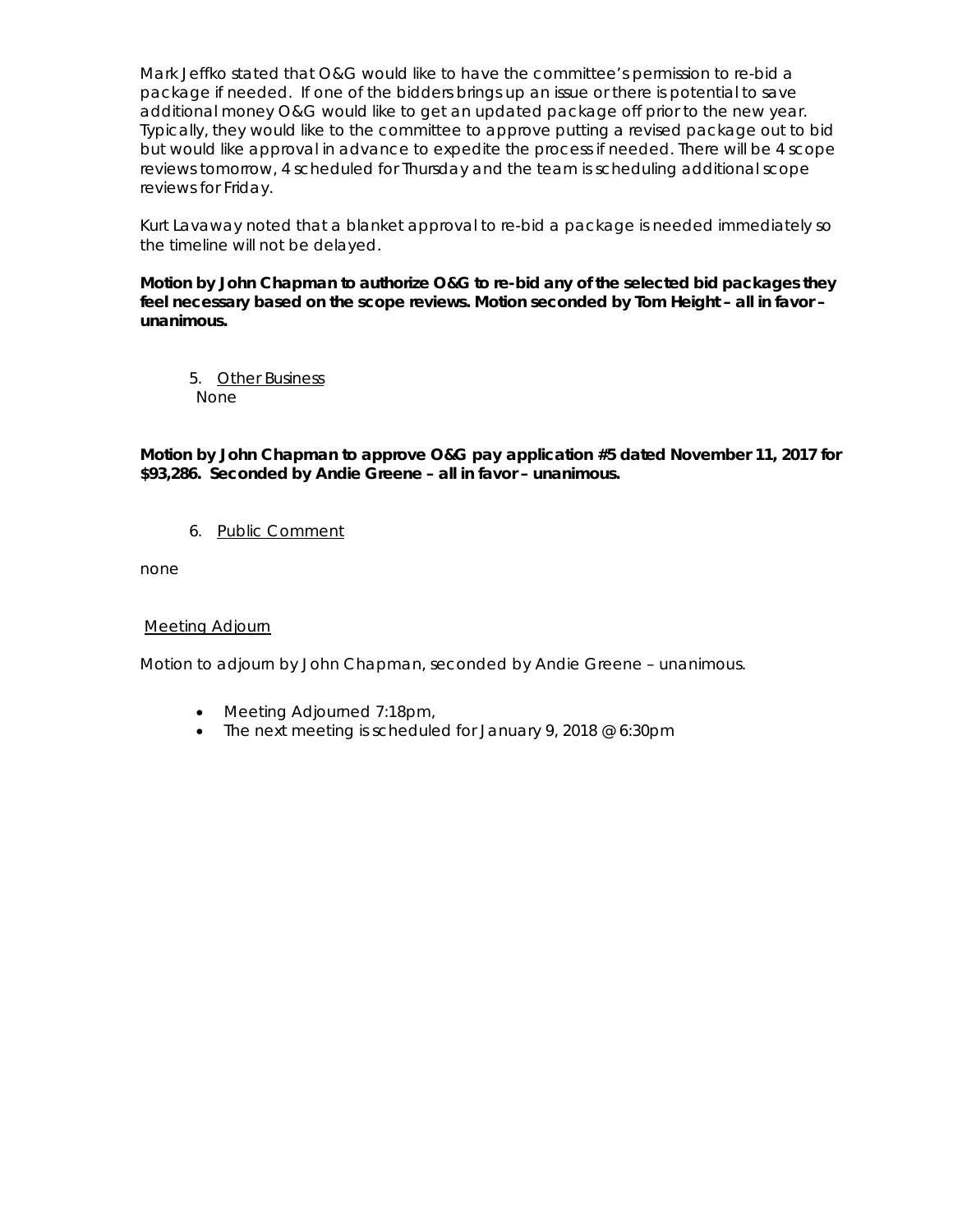Mark Jeffko stated that O&G would like to have the committee's permission to re-bid a package if needed. If one of the bidders brings up an issue or there is potential to save additional money O&G would like to get an updated package off prior to the new year. Typically, they would like to the committee to approve putting a revised package out to bid but would like approval in advance to expedite the process if needed. There will be 4 scope reviews tomorrow, 4 scheduled for Thursday and the team is scheduling additional scope reviews for Friday.

Kurt Lavaway noted that a blanket approval to re-bid a package is needed immediately so the timeline will not be delayed.

**Motion by John Chapman to authorize O&G to re-bid any of the selected bid packages they feel necessary based on the scope reviews. Motion seconded by Tom Height – all in favor – unanimous.**

5. Other Business

None

**Motion by John Chapman to approve O&G pay application #5 dated November 11, 2017 for $93,286. Seconded by Andie Greene – all in favor – unanimous.**

6. Public Comment

none

Meeting Adjourn

Motion to adjourn by John Chapman, seconded by Andie Greene – unanimous.

- Meeting Adjourned 7:18pm,
- The next meeting is scheduled for January 9, 2018 @ 6:30pm